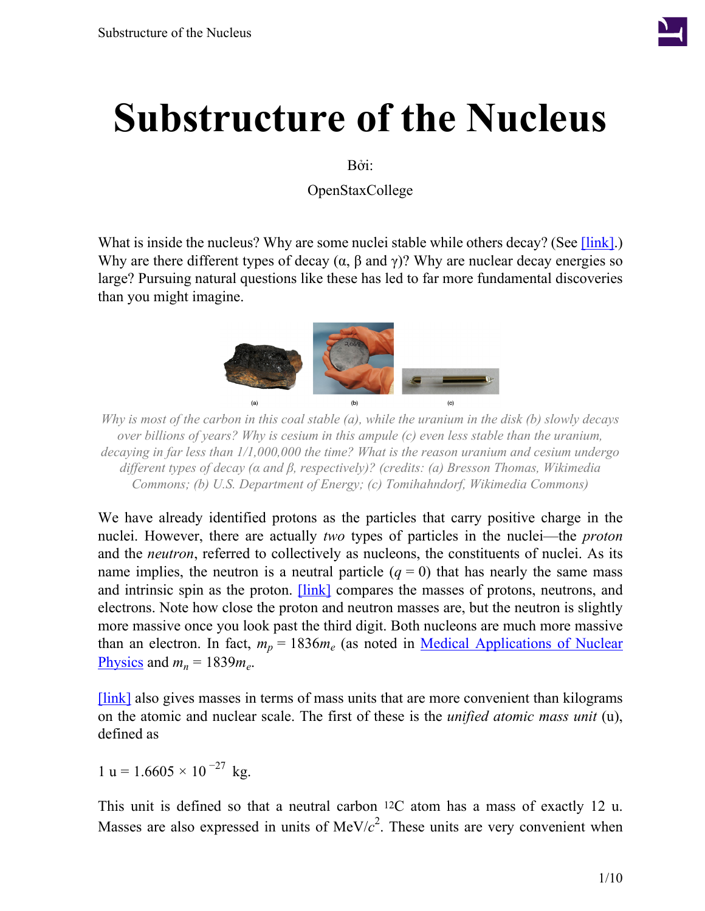# Substructure of the Nucleus

Bởi:

OpenStaxCollege

What is inside the nucleus? Why are some nuclei stable while others decay? (See [link].) Why are there different types of decay (α, β and γ)? Why are nuclear decay energies so large? Pursuing natural questions like these has led to far more fundamental discoveries than you might imagine.

(a) (b) (c)

*Why is most of the carbon in this coal stable (a), while the uranium in the disk (b) slowly decays over billions of years? Why is cesium in this ampule (c) even less stable than the uranium, decaying in far less than 1/1,000,000 the time? What is the reason uranium and cesium undergo different types of decay (α and β, respectively)? (credits: (a) Bresson Thomas, Wikimedia Commons; (b) U.S. Department of Energy; (c) Tomihahndorf, Wikimedia Commons)*

We have already identified protons as the particles that carry positive charge in the nuclei. However, there are actually *two* types of particles in the nuclei—the *proton* and the *neutron*, referred to collectively as nucleons, the constituents of nuclei. As its name implies, the neutron is a neutral particle ($q = 0$) that has nearly the same mass and intrinsic spin as the proton. [link] compares the masses of protons, neutrons, and electrons. Note how close the proton and neutron masses are, but the neutron is slightly more massive once you look past the third digit. Both nucleons are much more massive than an electron. In fact, $m_p = 1836 m_e$ (as noted in Medical Applications of Nuclear Physics and $m_n = 1839 m_e$.

[link] also gives masses in terms of mass units that are more convenient than kilograms on the atomic and nuclear scale. The first of these is the *unified atomic mass unit* (u), defined as

$$1\text{ u} = 1.6605 \times 10^{-27}\text{ kg}.$$

This unit is defined so that a neutral carbon $^{12}\text{C}$ atom has a mass of exactly 12 u. Masses are also expressed in units of $\text{MeV}/c^2$. These units are very convenient when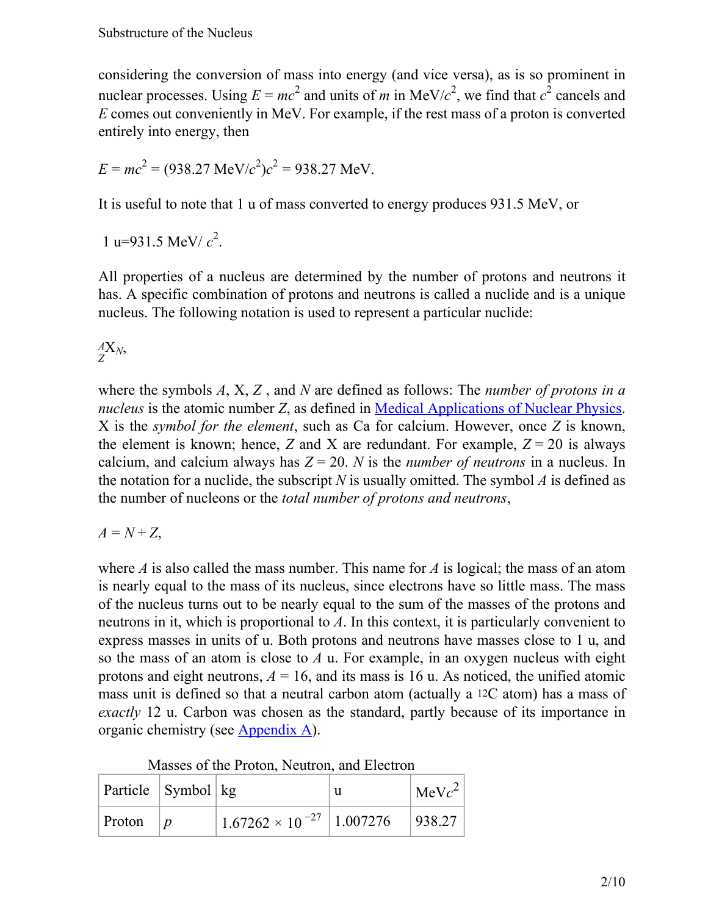considering the conversion of mass into energy (and vice versa), as is so prominent in nuclear processes. Using $E = mc^2$ and units of $m$ in MeV/$c^2$, we find that $c^2$ cancels and $E$ comes out conveniently in MeV. For example, if the rest mass of a proton is converted entirely into energy, then

$$E = mc^2 = (938.27 \text{ MeV}/c^2)c^2 = 938.27 \text{ MeV}.$$

It is useful to note that 1 u of mass converted to energy produces 931.5 MeV, or

$$1 \text{ u} = 931.5 \text{ MeV}/c^2.$$

All properties of a nucleus are determined by the number of protons and neutrons it has. A specific combination of protons and neutrons is called a nuclide and is a unique nucleus. The following notation is used to represent a particular nuclide:

$$^{A}_{Z}\text{X}_{N},$$

where the symbols $A$, X, $Z$ , and $N$ are defined as follows: The *number of protons in a nucleus* is the atomic number $Z$, as defined in Medical Applications of Nuclear Physics. X is the *symbol for the element*, such as Ca for calcium. However, once $Z$ is known, the element is known; hence, $Z$ and X are redundant. For example, $Z = 20$ is always calcium, and calcium always has $Z = 20$. $N$ is the *number of neutrons* in a nucleus. In the notation for a nuclide, the subscript $N$ is usually omitted. The symbol $A$ is defined as the number of nucleons or the *total number of protons and neutrons*,

$$A = N + Z,$$

where $A$ is also called the mass number. This name for $A$ is logical; the mass of an atom is nearly equal to the mass of its nucleus, since electrons have so little mass. The mass of the nucleus turns out to be nearly equal to the sum of the masses of the protons and neutrons in it, which is proportional to $A$. In this context, it is particularly convenient to express masses in units of u. Both protons and neutrons have masses close to 1 u, and so the mass of an atom is close to $A$ u. For example, in an oxygen nucleus with eight protons and eight neutrons, $A = 16$, and its mass is 16 u. As noticed, the unified atomic mass unit is defined so that a neutral carbon atom (actually a $^{12}$C atom) has a mass of *exactly* 12 u. Carbon was chosen as the standard, partly because of its importance in organic chemistry (see Appendix A).

Masses of the Proton, Neutron, and Electron

| Particle | Symbol | kg | u | MeV$c^2$ |
|---|---|---|---|---|
| Proton | $p$ | $1.67262 \times 10^{-27}$ | 1.007276 | 938.27 |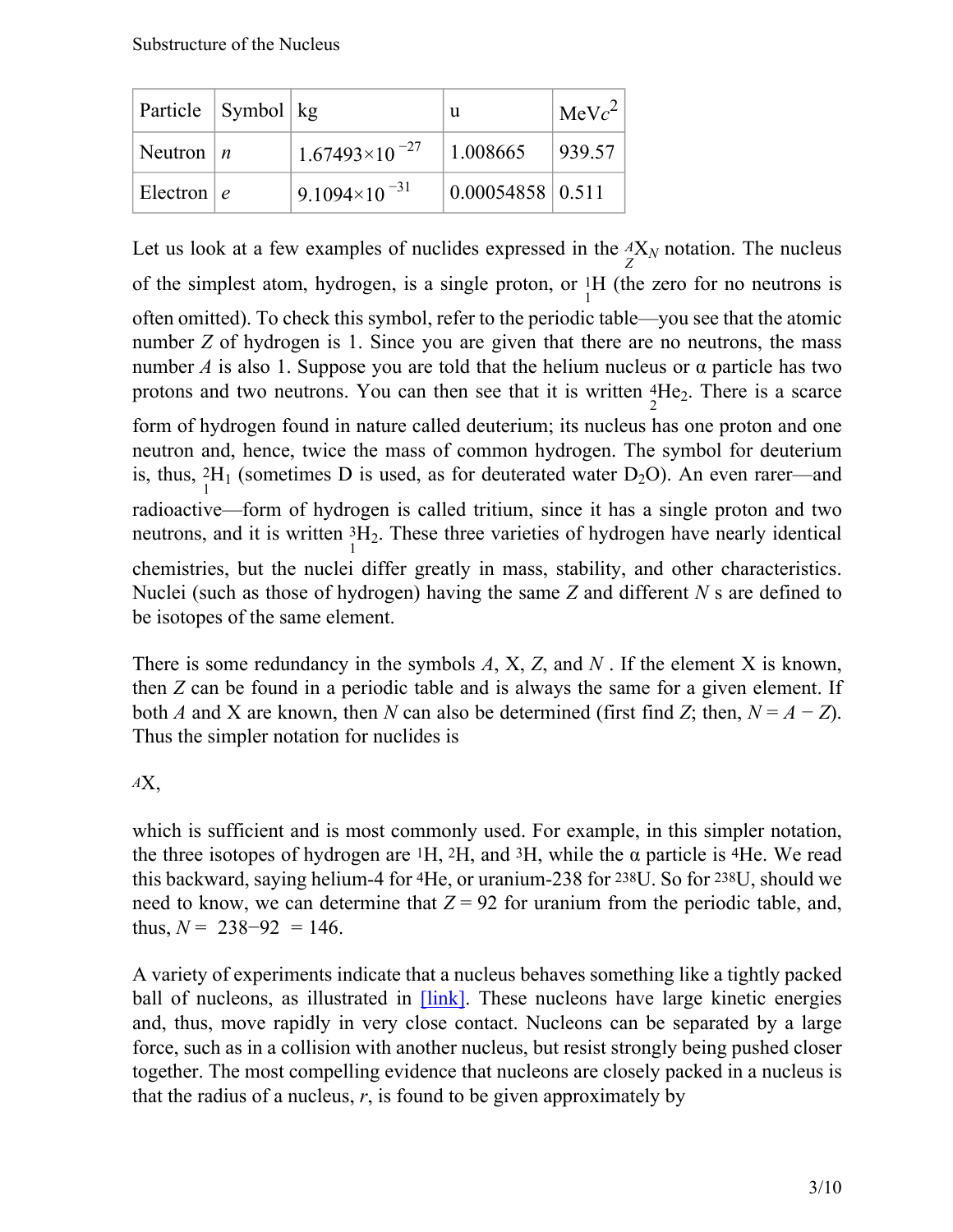| Particle | Symbol | kg | u | $\text{MeV}c^2$ |
|---|---|---|---|---|
| Neutron | $n$ | $1.67493 \times 10^{-27}$ | 1.008665 | 939.57 |
| Electron | $e$ | $9.1094 \times 10^{-31}$ | 0.00054858 | 0.511 |

Let us look at a few examples of nuclides expressed in the ${}^{A}_{Z}\text{X}_{N}$ notation. The nucleus of the simplest atom, hydrogen, is a single proton, or ${}^{1}_{1}\text{H}$ (the zero for no neutrons is often omitted). To check this symbol, refer to the periodic table—you see that the atomic number $Z$ of hydrogen is 1. Since you are given that there are no neutrons, the mass number $A$ is also 1. Suppose you are told that the helium nucleus or α particle has two protons and two neutrons. You can then see that it is written ${}^{4}_{2}\text{He}_{2}$. There is a scarce form of hydrogen found in nature called deuterium; its nucleus has one proton and one neutron and, hence, twice the mass of common hydrogen. The symbol for deuterium is, thus, ${}^{2}_{1}\text{H}_{1}$ (sometimes D is used, as for deuterated water $D_2O$). An even rarer—and radioactive—form of hydrogen is called tritium, since it has a single proton and two neutrons, and it is written ${}^{3}_{1}\text{H}_{2}$. These three varieties of hydrogen have nearly identical chemistries, but the nuclei differ greatly in mass, stability, and other characteristics. Nuclei (such as those of hydrogen) having the same $Z$ and different $N$ s are defined to be isotopes of the same element.

There is some redundancy in the symbols $A$, X, $Z$, and $N$ . If the element X is known, then $Z$ can be found in a periodic table and is always the same for a given element. If both $A$ and X are known, then $N$ can also be determined (first find $Z$; then, $N = A - Z$). Thus the simpler notation for nuclides is

$${}^{A}\text{X},$$

which is sufficient and is most commonly used. For example, in this simpler notation, the three isotopes of hydrogen are ${}^{1}\text{H}$, ${}^{2}\text{H}$, and ${}^{3}\text{H}$, while the α particle is ${}^{4}\text{He}$. We read this backward, saying helium-4 for ${}^{4}\text{He}$, or uranium-238 for ${}^{238}\text{U}$. So for ${}^{238}\text{U}$, should we need to know, we can determine that $Z = 92$ for uranium from the periodic table, and, thus, $N = 238 - 92 = 146$.

A variety of experiments indicate that a nucleus behaves something like a tightly packed ball of nucleons, as illustrated in [link]. These nucleons have large kinetic energies and, thus, move rapidly in very close contact. Nucleons can be separated by a large force, such as in a collision with another nucleus, but resist strongly being pushed closer together. The most compelling evidence that nucleons are closely packed in a nucleus is that the radius of a nucleus, $r$, is found to be given approximately by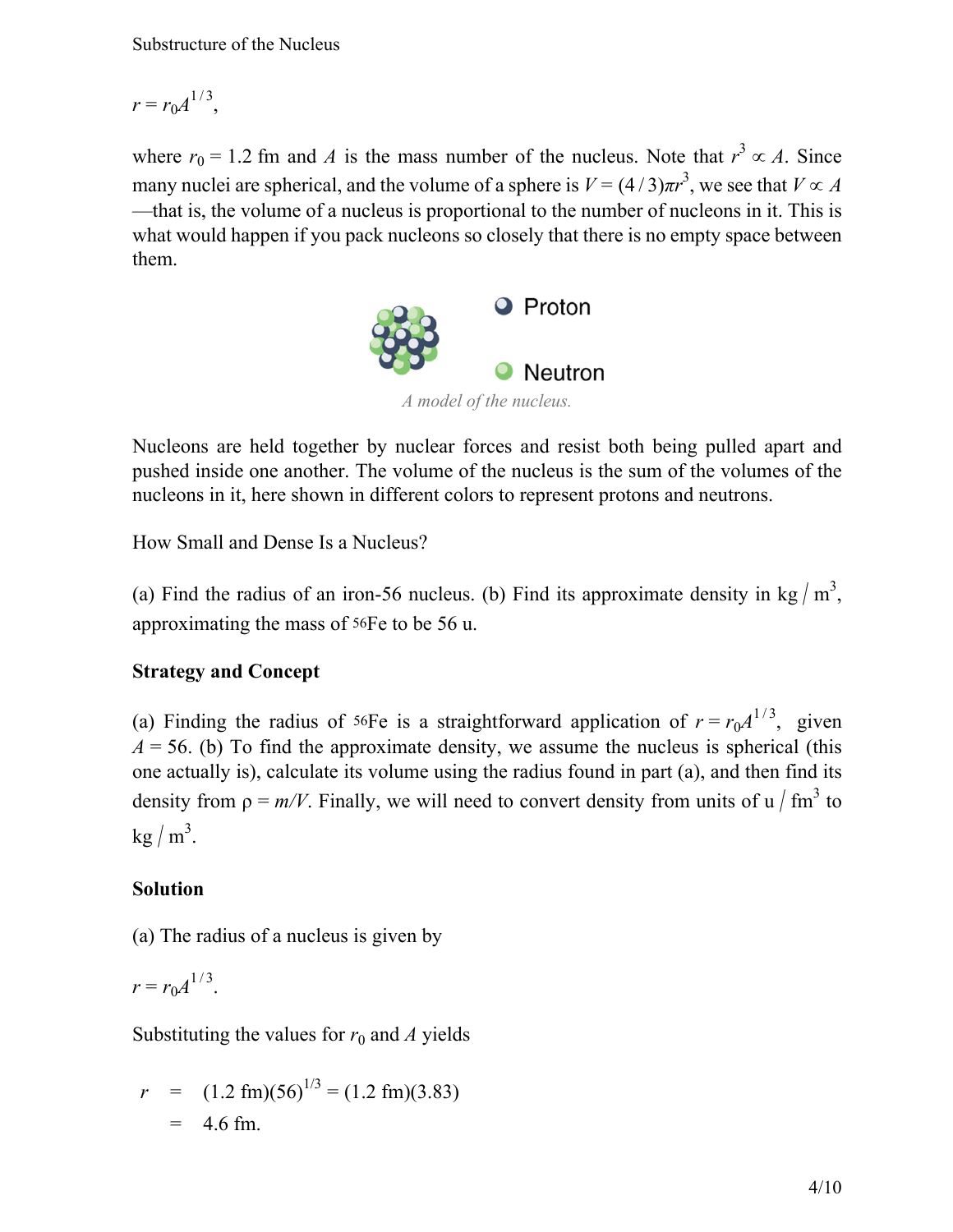$$r = r_0 A^{1/3},$$

where $r_0 = 1.2$ fm and $A$ is the mass number of the nucleus. Note that $r^3 \propto A$. Since many nuclei are spherical, and the volume of a sphere is $V = (4/3)\pi r^3$, we see that $V \propto A$ —that is, the volume of a nucleus is proportional to the number of nucleons in it. This is what would happen if you pack nucleons so closely that there is no empty space between them.

Proton

Neutron

*A model of the nucleus.*

Nucleons are held together by nuclear forces and resist both being pulled apart and pushed inside one another. The volume of the nucleus is the sum of the volumes of the nucleons in it, here shown in different colors to represent protons and neutrons.

How Small and Dense Is a Nucleus?

(a) Find the radius of an iron-56 nucleus. (b) Find its approximate density in $\text{kg}/\text{m}^3$, approximating the mass of $^{56}$Fe to be 56 u.

**Strategy and Concept**

(a) Finding the radius of $^{56}$Fe is a straightforward application of $r = r_0 A^{1/3}$, given $A = 56$. (b) To find the approximate density, we assume the nucleus is spherical (this one actually is), calculate its volume using the radius found in part (a), and then find its density from $\rho = m/V$. Finally, we will need to convert density from units of $\text{u}/\text{fm}^3$ to $\text{kg}/\text{m}^3$.

**Solution**

(a) The radius of a nucleus is given by

$$r = r_0 A^{1/3}.$$

Substituting the values for $r_0$ and $A$ yields

$$\begin{aligned} r &= (1.2 \text{ fm})(56)^{1/3} = (1.2 \text{ fm})(3.83) \\ &= 4.6 \text{ fm}. \end{aligned}$$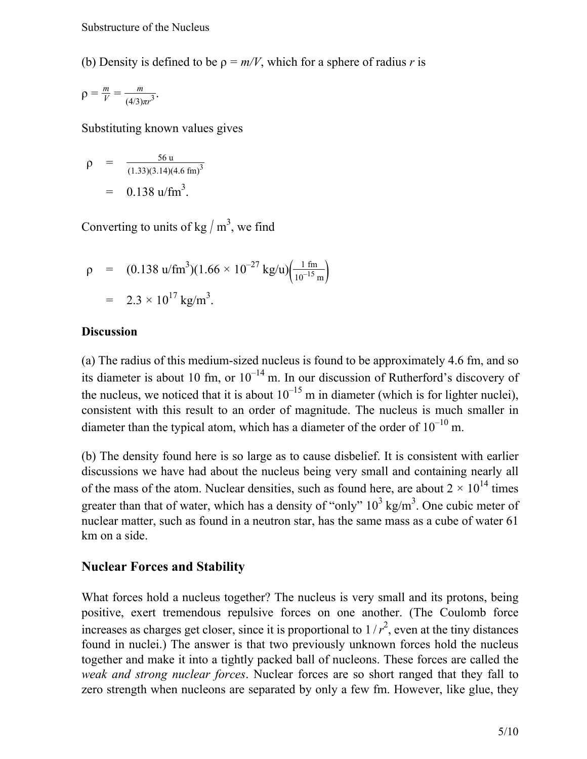(b) Density is defined to be $\rho = m/V$, which for a sphere of radius $r$ is

$$\rho = \frac{m}{V} = \frac{m}{(4/3)\pi r^3}.$$

Substituting known values gives

$$\begin{aligned}\rho &= \frac{56\text{ u}}{(1.33)(3.14)(4.6\text{ fm})^3} \\ &= 0.138\text{ u/fm}^3.\end{aligned}$$

Converting to units of $\text{kg} / \text{m}^3$, we find

$$\begin{aligned}\rho &= (0.138\text{ u/fm}^3)(1.66 \times 10^{-27}\text{ kg/u})\left(\frac{1\text{ fm}}{10^{-15}\text{ m}}\right) \\ &= 2.3 \times 10^{17}\text{ kg/m}^3.\end{aligned}$$

**Discussion**

(a) The radius of this medium-sized nucleus is found to be approximately 4.6 fm, and so its diameter is about 10 fm, or $10^{-14}$ m. In our discussion of Rutherford's discovery of the nucleus, we noticed that it is about $10^{-15}$ m in diameter (which is for lighter nuclei), consistent with this result to an order of magnitude. The nucleus is much smaller in diameter than the typical atom, which has a diameter of the order of $10^{-10}$ m.

(b) The density found here is so large as to cause disbelief. It is consistent with earlier discussions we have had about the nucleus being very small and containing nearly all of the mass of the atom. Nuclear densities, such as found here, are about $2 \times 10^{14}$ times greater than that of water, which has a density of "only" $10^3\text{ kg/m}^3$. One cubic meter of nuclear matter, such as found in a neutron star, has the same mass as a cube of water 61 km on a side.

## Nuclear Forces and Stability

What forces hold a nucleus together? The nucleus is very small and its protons, being positive, exert tremendous repulsive forces on one another. (The Coulomb force increases as charges get closer, since it is proportional to $1/r^2$, even at the tiny distances found in nuclei.) The answer is that two previously unknown forces hold the nucleus together and make it into a tightly packed ball of nucleons. These forces are called the *weak and strong nuclear forces*. Nuclear forces are so short ranged that they fall to zero strength when nucleons are separated by only a few fm. However, like glue, they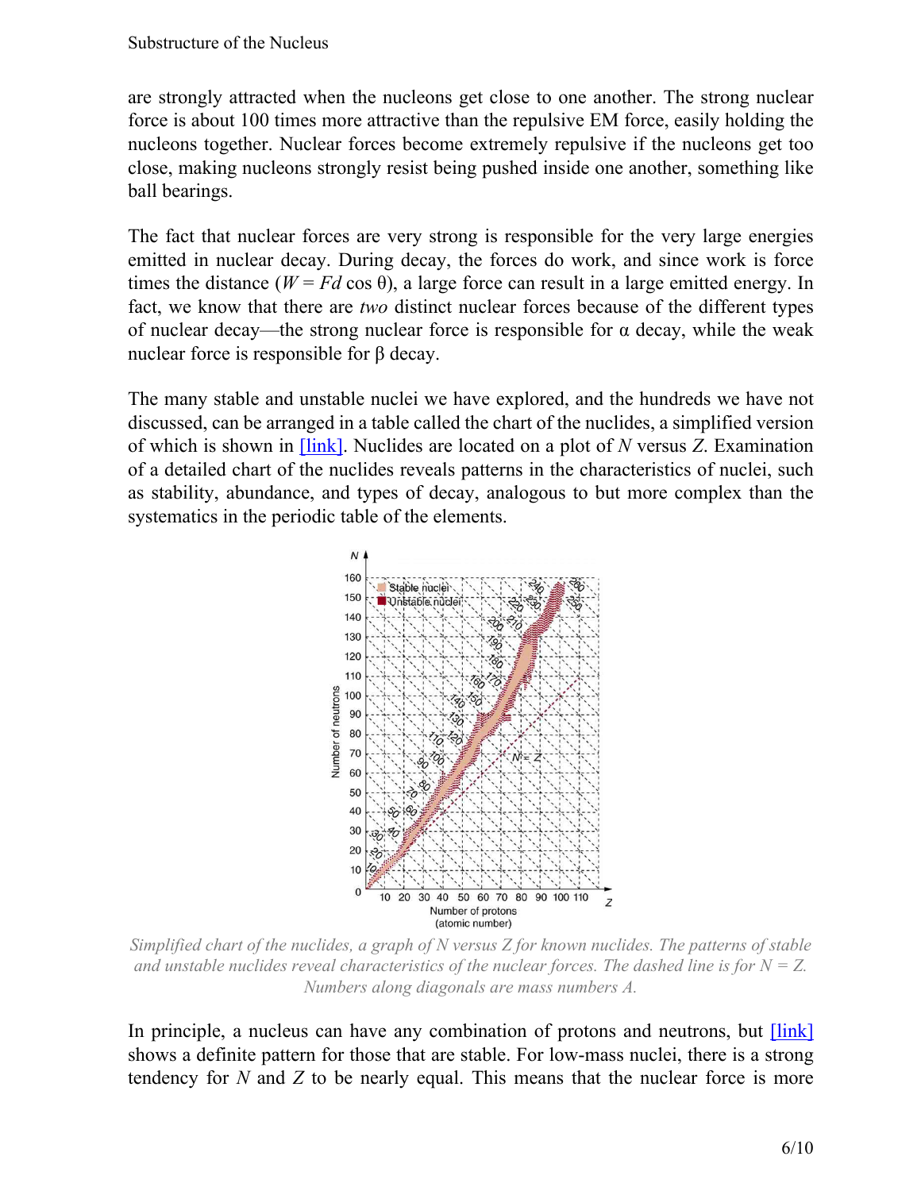are strongly attracted when the nucleons get close to one another. The strong nuclear force is about 100 times more attractive than the repulsive EM force, easily holding the nucleons together. Nuclear forces become extremely repulsive if the nucleons get too close, making nucleons strongly resist being pushed inside one another, something like ball bearings.

The fact that nuclear forces are very strong is responsible for the very large energies emitted in nuclear decay. During decay, the forces do work, and since work is force times the distance ($W = Fd \cos \theta$), a large force can result in a large emitted energy. In fact, we know that there are *two* distinct nuclear forces because of the different types of nuclear decay—the strong nuclear force is responsible for $\alpha$ decay, while the weak nuclear force is responsible for $\beta$ decay.

The many stable and unstable nuclei we have explored, and the hundreds we have not discussed, can be arranged in a table called the chart of the nuclides, a simplified version of which is shown in [link]. Nuclides are located on a plot of $N$ versus $Z$. Examination of a detailed chart of the nuclides reveals patterns in the characteristics of nuclei, such as stability, abundance, and types of decay, analogous to but more complex than the systematics in the periodic table of the elements.

*Simplified chart of the nuclides, a graph of N versus Z for known nuclides. The patterns of stable and unstable nuclides reveal characteristics of the nuclear forces. The dashed line is for N = Z. Numbers along diagonals are mass numbers A.*

In principle, a nucleus can have any combination of protons and neutrons, but [link] shows a definite pattern for those that are stable. For low-mass nuclei, there is a strong tendency for $N$ and $Z$ to be nearly equal. This means that the nuclear force is more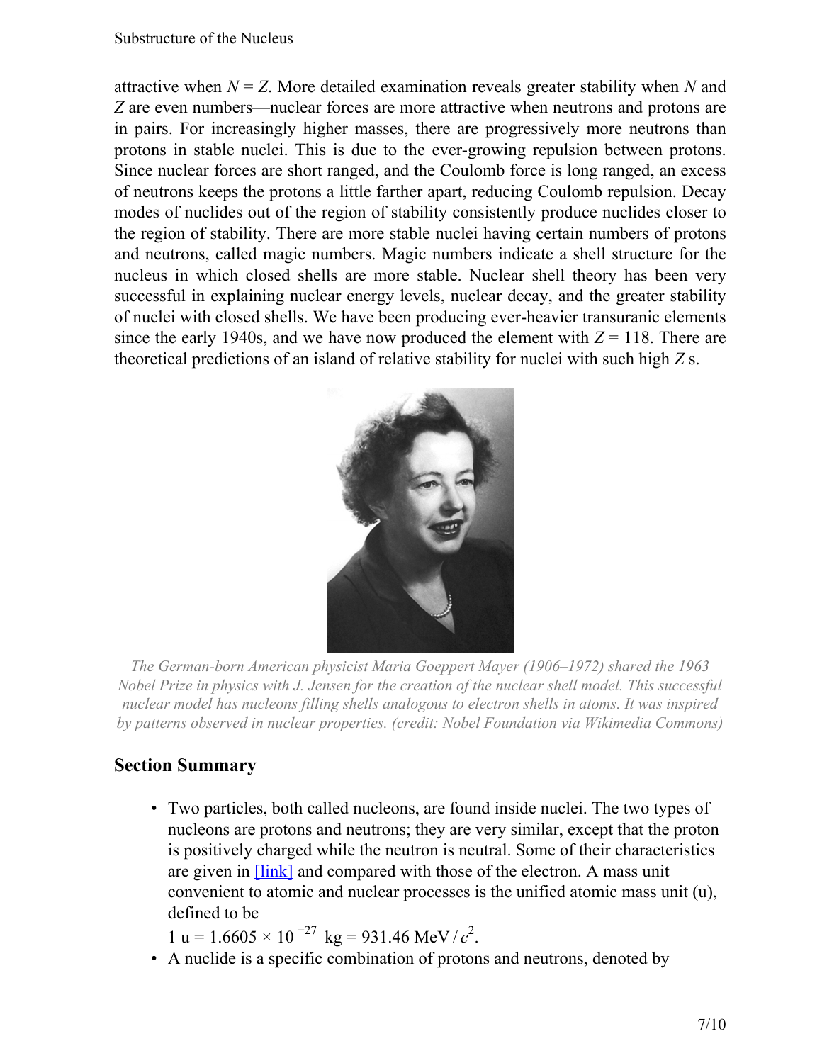attractive when $N = Z$. More detailed examination reveals greater stability when $N$ and $Z$ are even numbers—nuclear forces are more attractive when neutrons and protons are in pairs. For increasingly higher masses, there are progressively more neutrons than protons in stable nuclei. This is due to the ever-growing repulsion between protons. Since nuclear forces are short ranged, and the Coulomb force is long ranged, an excess of neutrons keeps the protons a little farther apart, reducing Coulomb repulsion. Decay modes of nuclides out of the region of stability consistently produce nuclides closer to the region of stability. There are more stable nuclei having certain numbers of protons and neutrons, called magic numbers. Magic numbers indicate a shell structure for the nucleus in which closed shells are more stable. Nuclear shell theory has been very successful in explaining nuclear energy levels, nuclear decay, and the greater stability of nuclei with closed shells. We have been producing ever-heavier transuranic elements since the early 1940s, and we have now produced the element with $Z = 118$. There are theoretical predictions of an island of relative stability for nuclei with such high $Z$ s.

*The German-born American physicist Maria Goeppert Mayer (1906–1972) shared the 1963 Nobel Prize in physics with J. Jensen for the creation of the nuclear shell model. This successful nuclear model has nucleons filling shells analogous to electron shells in atoms. It was inspired by patterns observed in nuclear properties. (credit: Nobel Foundation via Wikimedia Commons)*

## Section Summary

- Two particles, both called nucleons, are found inside nuclei. The two types of nucleons are protons and neutrons; they are very similar, except that the proton is positively charged while the neutron is neutral. Some of their characteristics are given in [link] and compared with those of the electron. A mass unit convenient to atomic and nuclear processes is the unified atomic mass unit (u), defined to be
  $1\text{ u} = 1.6605 \times 10^{-27}\text{ kg} = 931.46\text{ MeV}/c^2$.
- A nuclide is a specific combination of protons and neutrons, denoted by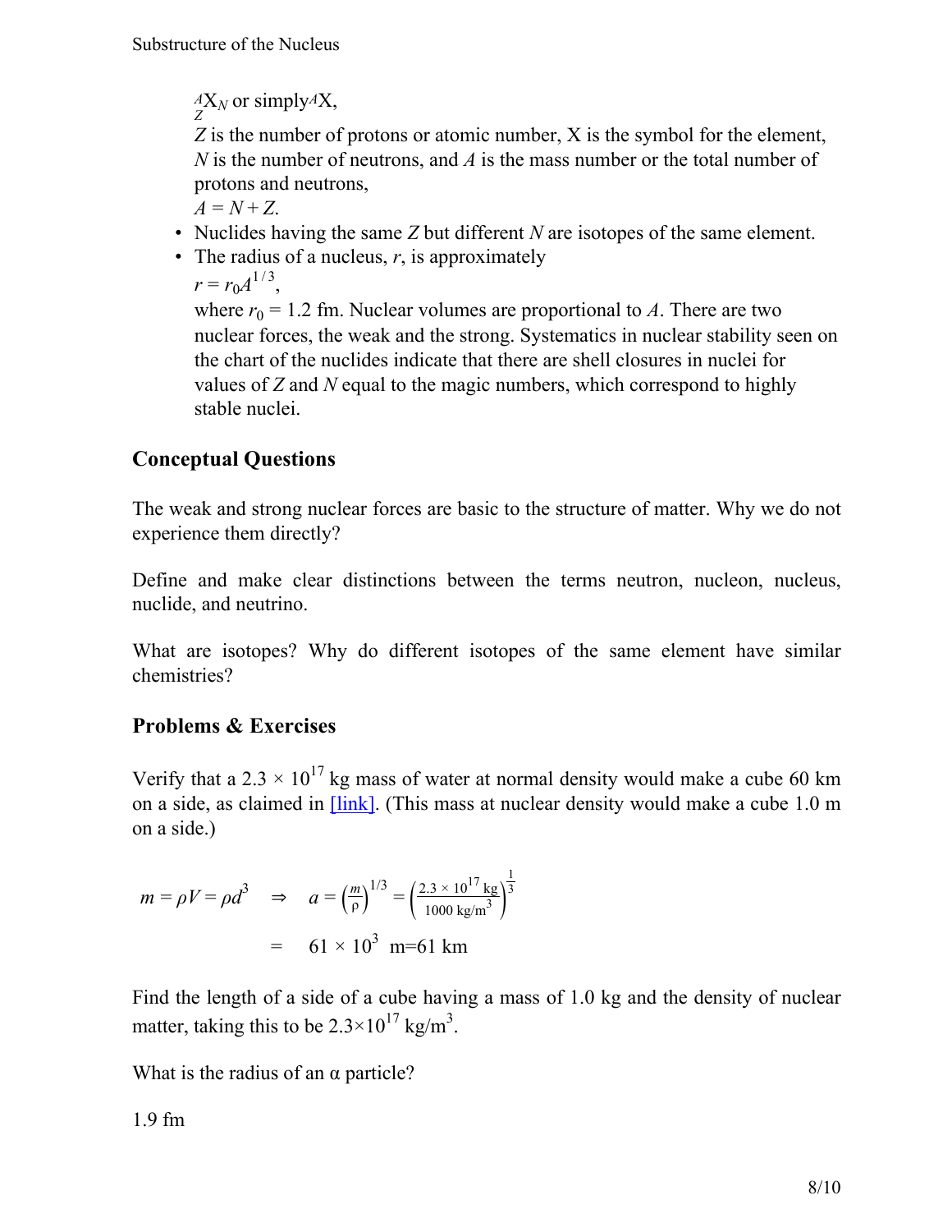$^{A}_{Z}X_N$ or simply $^{A}X$,
$Z$ is the number of protons or atomic number, X is the symbol for the element, $N$ is the number of neutrons, and $A$ is the mass number or the total number of protons and neutrons,
$A = N + Z$.

- Nuclides having the same $Z$ but different $N$ are isotopes of the same element.
- The radius of a nucleus, $r$, is approximately
  $r = r_0 A^{1/3}$,
  where $r_0 = 1.2$ fm. Nuclear volumes are proportional to $A$. There are two nuclear forces, the weak and the strong. Systematics in nuclear stability seen on the chart of the nuclides indicate that there are shell closures in nuclei for values of $Z$ and $N$ equal to the magic numbers, which correspond to highly stable nuclei.

## Conceptual Questions

The weak and strong nuclear forces are basic to the structure of matter. Why we do not experience them directly?

Define and make clear distinctions between the terms neutron, nucleon, nucleus, nuclide, and neutrino.

What are isotopes? Why do different isotopes of the same element have similar chemistries?

## Problems & Exercises

Verify that a $2.3 \times 10^{17}$ kg mass of water at normal density would make a cube 60 km on a side, as claimed in [link]. (This mass at nuclear density would make a cube 1.0 m on a side.)

$$m = \rho V = \rho d^3 \quad \Rightarrow \quad a = \left(\frac{m}{\rho}\right)^{1/3} = \left(\frac{2.3 \times 10^{17}\ \text{kg}}{1000\ \text{kg/m}^3}\right)^{\frac{1}{3}}$$

$$= \quad 61 \times 10^3\ \text{m} = 61\ \text{km}$$

Find the length of a side of a cube having a mass of 1.0 kg and the density of nuclear matter, taking this to be $2.3 \times 10^{17}\ \text{kg/m}^3$.

What is the radius of an α particle?

1.9 fm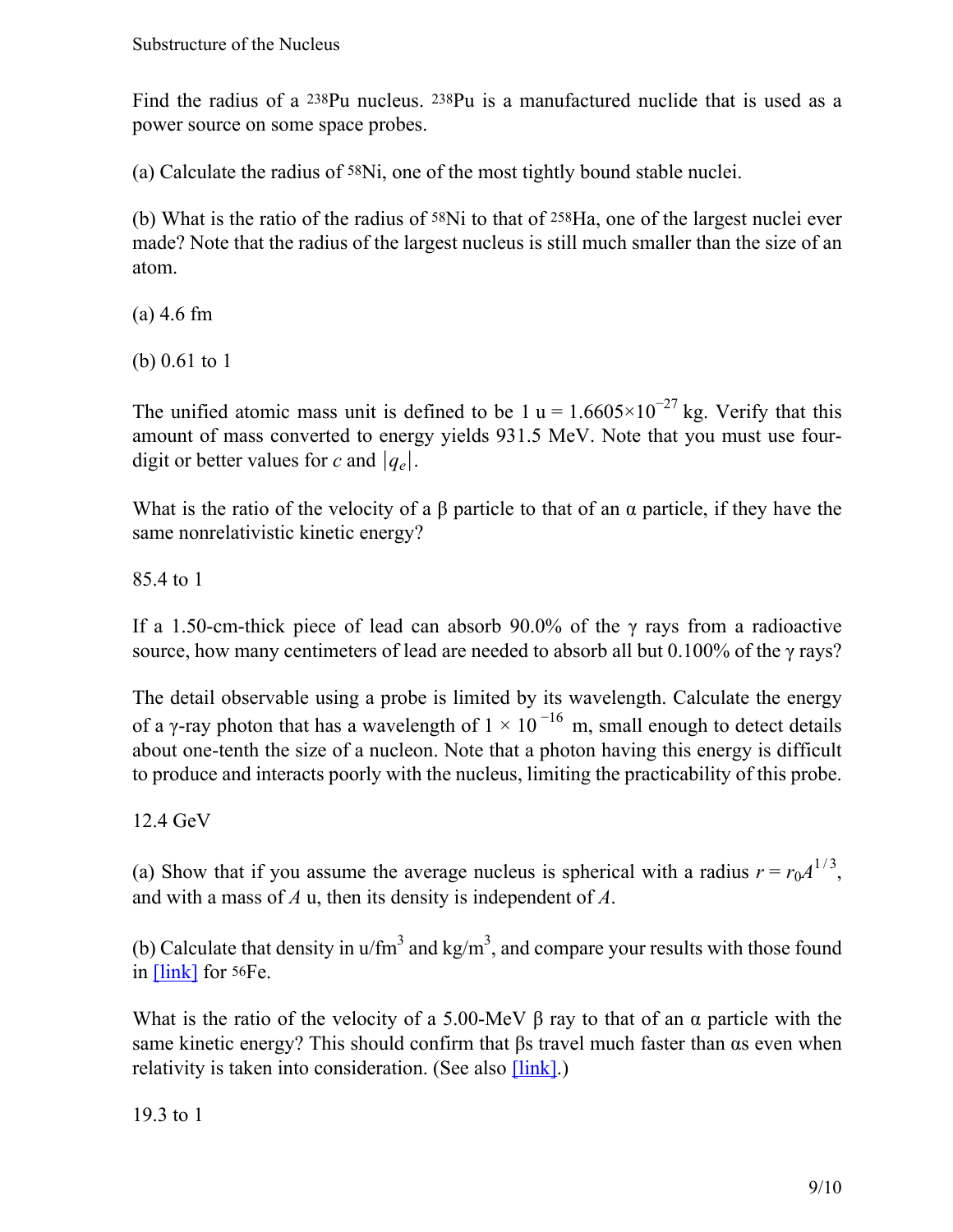Find the radius of a $^{238}$Pu nucleus. $^{238}$Pu is a manufactured nuclide that is used as a power source on some space probes.

(a) Calculate the radius of $^{58}$Ni, one of the most tightly bound stable nuclei.

(b) What is the ratio of the radius of $^{58}$Ni to that of $^{258}$Ha, one of the largest nuclei ever made? Note that the radius of the largest nucleus is still much smaller than the size of an atom.

(a) 4.6 fm

(b) 0.61 to 1

The unified atomic mass unit is defined to be $1\ \text{u} = 1.6605 \times 10^{-27}$ kg. Verify that this amount of mass converted to energy yields 931.5 MeV. Note that you must use four-digit or better values for $c$ and $|q_e|$.

What is the ratio of the velocity of a β particle to that of an α particle, if they have the same nonrelativistic kinetic energy?

85.4 to 1

If a 1.50-cm-thick piece of lead can absorb 90.0% of the γ rays from a radioactive source, how many centimeters of lead are needed to absorb all but 0.100% of the γ rays?

The detail observable using a probe is limited by its wavelength. Calculate the energy of a γ-ray photon that has a wavelength of $1 \times 10^{-16}$ m, small enough to detect details about one-tenth the size of a nucleon. Note that a photon having this energy is difficult to produce and interacts poorly with the nucleus, limiting the practicability of this probe.

12.4 GeV

(a) Show that if you assume the average nucleus is spherical with a radius $r = r_0 A^{1/3}$, and with a mass of $A$ u, then its density is independent of $A$.

(b) Calculate that density in u/fm$^3$ and kg/m$^3$, and compare your results with those found in [link] for $^{56}$Fe.

What is the ratio of the velocity of a 5.00-MeV β ray to that of an α particle with the same kinetic energy? This should confirm that βs travel much faster than αs even when relativity is taken into consideration. (See also [link].)

19.3 to 1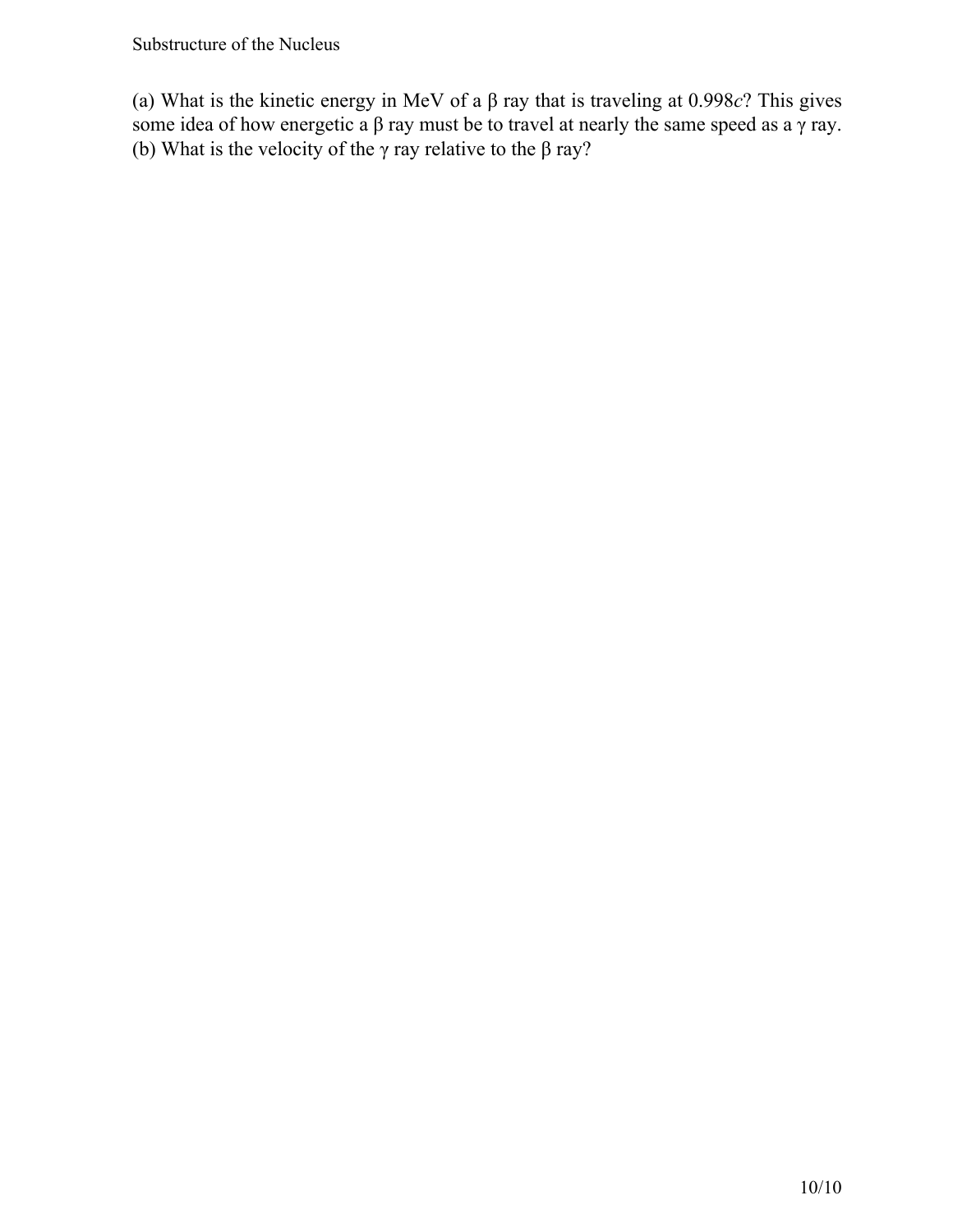(a) What is the kinetic energy in MeV of a β ray that is traveling at $0.998c$? This gives some idea of how energetic a β ray must be to travel at nearly the same speed as a γ ray. (b) What is the velocity of the γ ray relative to the β ray?